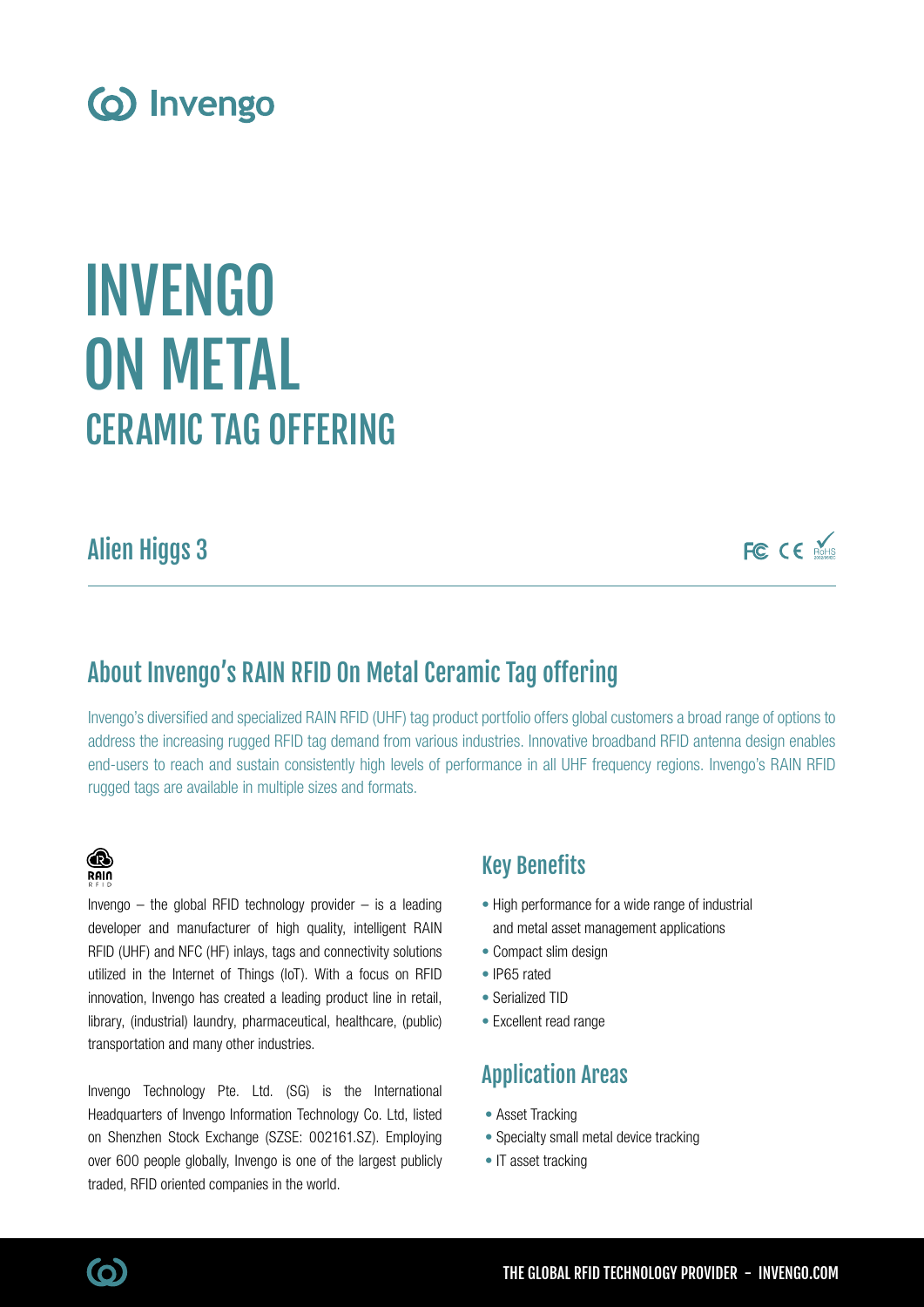# INVENGO ON METAL
## CERAMIC TAG OFFERING

### Alien Higgs 3

## About Invengo's RAIN RFID On Metal Ceramic Tag offering

Invengo's diversified and specialized RAIN RFID (UHF) tag product portfolio offers global customers a broad range of options to address the increasing rugged RFID tag demand from various industries. Innovative broadband RFID antenna design enables end-users to reach and sustain consistently high levels of performance in all UHF frequency regions. Invengo's RAIN RFID rugged tags are available in multiple sizes and formats.

Invengo – the global RFID technology provider – is a leading developer and manufacturer of high quality, intelligent RAIN RFID (UHF) and NFC (HF) inlays, tags and connectivity solutions utilized in the Internet of Things (IoT). With a focus on RFID innovation, Invengo has created a leading product line in retail, library, (industrial) laundry, pharmaceutical, healthcare, (public) transportation and many other industries.

Invengo Technology Pte. Ltd. (SG) is the International Headquarters of Invengo Information Technology Co. Ltd, listed on Shenzhen Stock Exchange (SZSE: 002161.SZ). Employing over 600 people globally, Invengo is one of the largest publicly traded, RFID oriented companies in the world.

### Key Benefits

- High performance for a wide range of industrial and metal asset management applications
- Compact slim design
- IP65 rated
- Serialized TID
- Excellent read range

### Application Areas

- Asset Tracking
- Specialty small metal device tracking
- IT asset tracking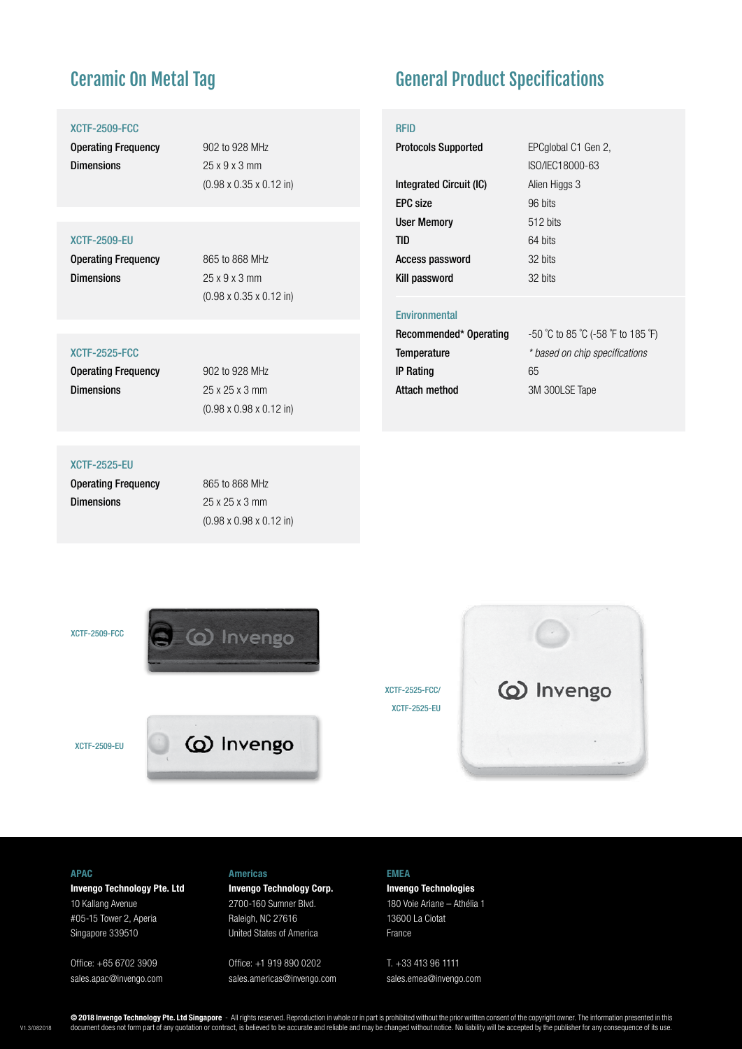## Ceramic On Metal Tag

### XCTF-2509-FCC

| | |
|---|---|
| Operating Frequency | 902 to 928 MHz |
| Dimensions | 25 x 9 x 3 mm (0.98 x 0.35 x 0.12 in) |

### XCTF-2509-EU

| | |
|---|---|
| Operating Frequency | 865 to 868 MHz |
| Dimensions | 25 x 9 x 3 mm (0.98 x 0.35 x 0.12 in) |

### XCTF-2525-FCC

| | |
|---|---|
| Operating Frequency | 902 to 928 MHz |
| Dimensions | 25 x 25 x 3 mm (0.98 x 0.98 x 0.12 in) |

### XCTF-2525-EU

| | |
|---|---|
| Operating Frequency | 865 to 868 MHz |
| Dimensions | 25 x 25 x 3 mm (0.98 x 0.98 x 0.12 in) |

## General Product Specifications

### RFID

| | |
|---|---|
| Protocols Supported | EPCglobal C1 Gen 2, ISO/IEC18000-63 |
| Integrated Circuit (IC) | Alien Higgs 3 |
| EPC size | 96 bits |
| User Memory | 512 bits |
| TID | 64 bits |
| Access password | 32 bits |
| Kill password | 32 bits |

### Environmental

| | |
|---|---|
| Recommended* Operating Temperature | -50 °C to 85 °C (-58 °F to 185 °F) *\* based on chip specifications* |
| IP Rating | 65 |
| Attach method | 3M 300LSE Tape |

XCTF-2509-FCC

XCTF-2509-EU

XCTF-2525-FCC/ XCTF-2525-EU

**APAC**
**Invengo Technology Pte. Ltd**
10 Kallang Avenue
#05-15 Tower 2, Aperia
Singapore 339510

Office: +65 6702 3909
sales.apac@invengo.com

**Americas**
**Invengo Technology Corp.**
2700-160 Sumner Blvd.
Raleigh, NC 27616
United States of America

Office: +1 919 890 0202
sales.americas@invengo.com

**EMEA**
**Invengo Technologies**
180 Voie Ariane – Athélia 1
13600 La Ciotat
France

T. +33 413 96 1111
sales.emea@invengo.com

**© 2018 Invengo Technology Pte. Ltd Singapore** - All rights reserved. Reproduction in whole or in part is prohibited without the prior written consent of the copyright owner. The information presented in this document does not form part of any quotation or contract, is believed to be accurate and reliable and may be changed without notice. No liability will be accepted by the publisher for any consequence of its use.

V1.3/082018